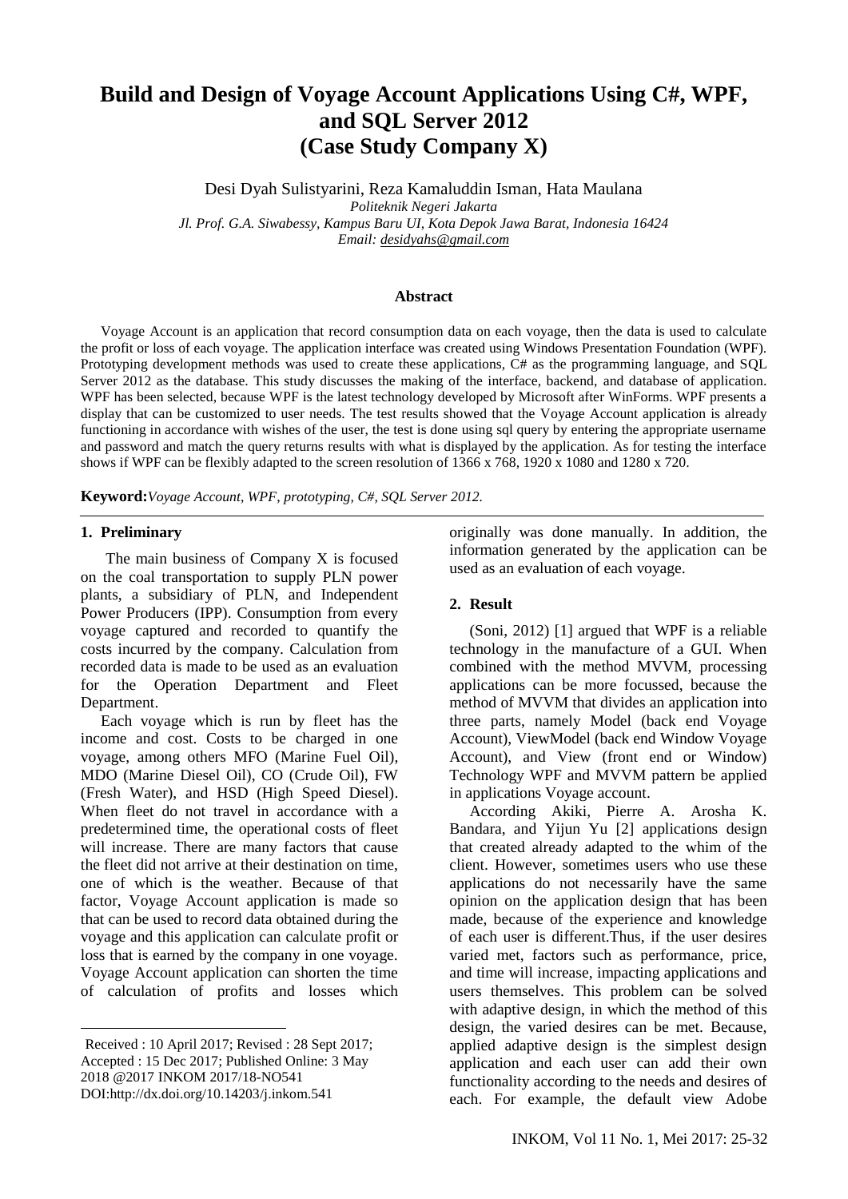# Build and Design of Voyage Account Applications Using C#, WPF, and SQL Server 2012 (Case Study Company X)

Desi Dyah Sulistyarini, Reza Kamaluddin Isman, Hata Maulana

*Politeknik Negeri Jakarta*
*Jl. Prof. G.A. Siwabessy, Kampus Baru UI, Kota Depok Jawa Barat, Indonesia 16424*
*Email: desidyahs@gmail.com*

## Abstract

Voyage Account is an application that record consumption data on each voyage, then the data is used to calculate the profit or loss of each voyage. The application interface was created using Windows Presentation Foundation (WPF). Prototyping development methods was used to create these applications, C# as the programming language, and SQL Server 2012 as the database. This study discusses the making of the interface, backend, and database of application. WPF has been selected, because WPF is the latest technology developed by Microsoft after WinForms. WPF presents a display that can be customized to user needs. The test results showed that the Voyage Account application is already functioning in accordance with wishes of the user, the test is done using sql query by entering the appropriate username and password and match the query returns results with what is displayed by the application. As for testing the interface shows if WPF can be flexibly adapted to the screen resolution of 1366 x 768, 1920 x 1080 and 1280 x 720.

**Keyword:** *Voyage Account, WPF, prototyping, C#, SQL Server 2012.*

## 1. Preliminary

The main business of Company X is focused on the coal transportation to supply PLN power plants, a subsidiary of PLN, and Independent Power Producers (IPP). Consumption from every voyage captured and recorded to quantify the costs incurred by the company. Calculation from recorded data is made to be used as an evaluation for the Operation Department and Fleet Department.

Each voyage which is run by fleet has the income and cost. Costs to be charged in one voyage, among others MFO (Marine Fuel Oil), MDO (Marine Diesel Oil), CO (Crude Oil), FW (Fresh Water), and HSD (High Speed Diesel). When fleet do not travel in accordance with a predetermined time, the operational costs of fleet will increase. There are many factors that cause the fleet did not arrive at their destination on time, one of which is the weather. Because of that factor, Voyage Account application is made so that can be used to record data obtained during the voyage and this application can calculate profit or loss that is earned by the company in one voyage. Voyage Account application can shorten the time of calculation of profits and losses which originally was done manually. In addition, the information generated by the application can be used as an evaluation of each voyage.

## 2. Result

(Soni, 2012) [1] argued that WPF is a reliable technology in the manufacture of a GUI. When combined with the method MVVM, processing applications can be more focussed, because the method of MVVM that divides an application into three parts, namely Model (back end Voyage Account), ViewModel (back end Window Voyage Account), and View (front end or Window) Technology WPF and MVVM pattern be applied in applications Voyage account.

According Akiki, Pierre A. Arosha K. Bandara, and Yijun Yu [2] applications design that created already adapted to the whim of the client. However, sometimes users who use these applications do not necessarily have the same opinion on the application design that has been made, because of the experience and knowledge of each user is different.Thus, if the user desires varied met, factors such as performance, price, and time will increase, impacting applications and users themselves. This problem can be solved with adaptive design, in which the method of this design, the varied desires can be met. Because, applied adaptive design is the simplest design application and each user can add their own functionality according to the needs and desires of each. For example, the default view Adobe

Received : 10 April 2017; Revised : 28 Sept 2017; Accepted : 15 Dec 2017; Published Online: 3 May 2018 @2017 INKOM 2017/18-NO541
DOI:http://dx.doi.org/10.14203/j.inkom.541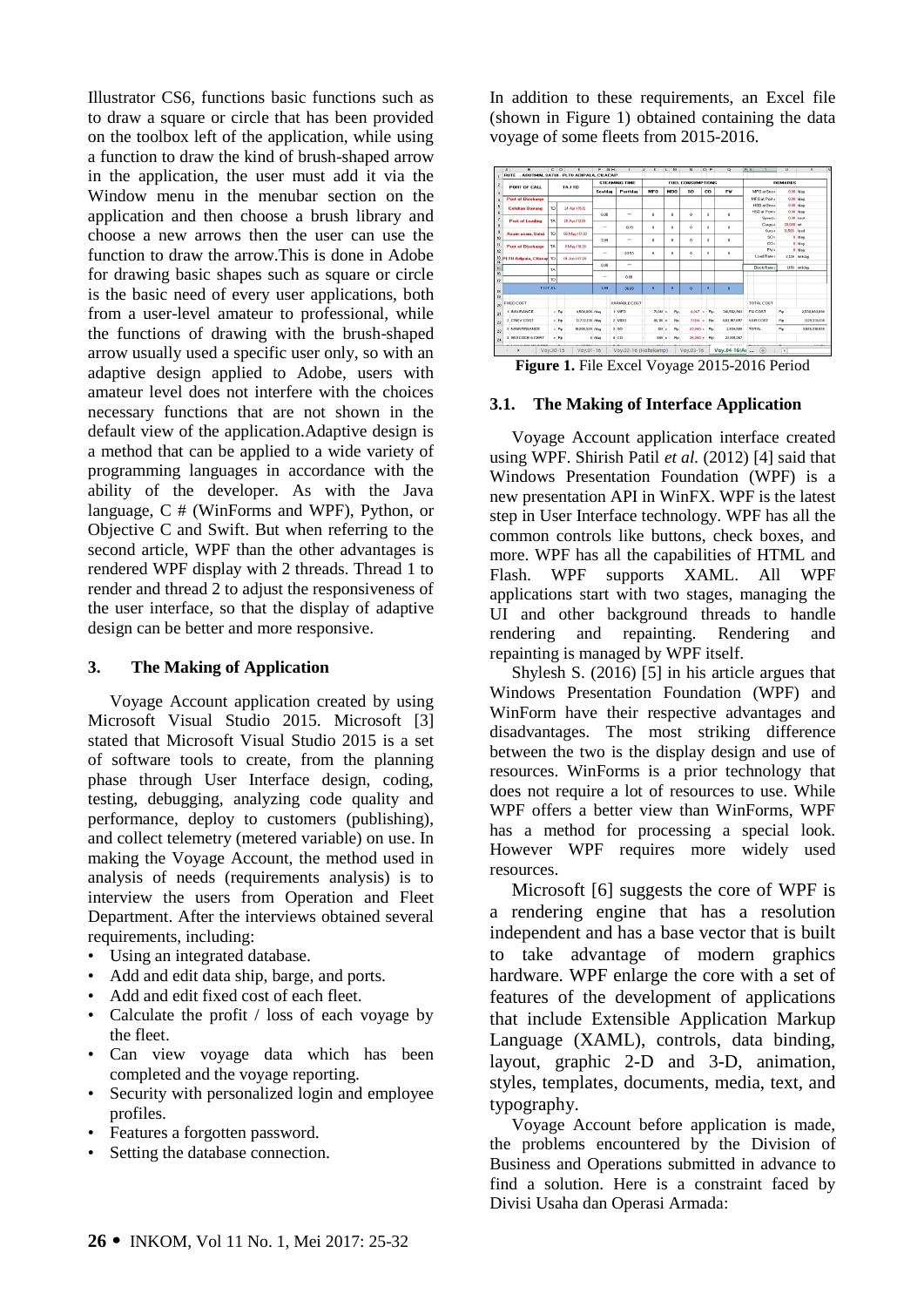Illustrator CS6, functions basic functions such as to draw a square or circle that has been provided on the toolbox left of the application, while using a function to draw the kind of brush-shaped arrow in the application, the user must add it via the Window menu in the menubar section on the application and then choose a brush library and choose a new arrows then the user can use the function to draw the arrow.This is done in Adobe for drawing basic shapes such as square or circle is the basic need of every user applications, both from a user-level amateur to professional, while the functions of drawing with the brush-shaped arrow usually used a specific user only, so with an adaptive design applied to Adobe, users with amateur level does not interfere with the choices necessary functions that are not shown in the default view of the application.Adaptive design is a method that can be applied to a wide variety of programming languages in accordance with the ability of the developer. As with the Java language, C # (WinForms and WPF), Python, or Objective C and Swift. But when referring to the second article, WPF than the other advantages is rendered WPF display with 2 threads. Thread 1 to render and thread 2 to adjust the responsiveness of the user interface, so that the display of adaptive design can be better and more responsive.

## 3. The Making of Application

Voyage Account application created by using Microsoft Visual Studio 2015. Microsoft [3] stated that Microsoft Visual Studio 2015 is a set of software tools to create, from the planning phase through User Interface design, coding, testing, debugging, analyzing code quality and performance, deploy to customers (publishing), and collect telemetry (metered variable) on use. In making the Voyage Account, the method used in analysis of needs (requirements analysis) is to interview the users from Operation and Fleet Department. After the interviews obtained several requirements, including:

- Using an integrated database.
- Add and edit data ship, barge, and ports.
- Add and edit fixed cost of each fleet.
- Calculate the profit / loss of each voyage by the fleet.
- Can view voyage data which has been completed and the voyage reporting.
- Security with personalized login and employee profiles.
- Features a forgotten password.
- Setting the database connection.

In addition to these requirements, an Excel file (shown in Figure 1) obtained containing the data voyage of some fleets from 2015-2016.

**Figure 1.** File Excel Voyage 2015-2016 Period

### 3.1. The Making of Interface Application

Voyage Account application interface created using WPF. Shirish Patil *et al.* (2012) [4] said that Windows Presentation Foundation (WPF) is a new presentation API in WinFX. WPF is the latest step in User Interface technology. WPF has all the common controls like buttons, check boxes, and more. WPF has all the capabilities of HTML and Flash. WPF supports XAML. All WPF applications start with two stages, managing the UI and other background threads to handle rendering and repainting. Rendering and repainting is managed by WPF itself.

Shylesh S. (2016) [5] in his article argues that Windows Presentation Foundation (WPF) and WinForm have their respective advantages and disadvantages. The most striking difference between the two is the display design and use of resources. WinForms is a prior technology that does not require a lot of resources to use. While WPF offers a better view than WinForms, WPF has a method for processing a special look. However WPF requires more widely used resources.

Microsoft [6] suggests the core of WPF is a rendering engine that has a resolution independent and has a base vector that is built to take advantage of modern graphics hardware. WPF enlarge the core with a set of features of the development of applications that include Extensible Application Markup Language (XAML), controls, data binding, layout, graphic 2-D and 3-D, animation, styles, templates, documents, media, text, and typography.

Voyage Account before application is made, the problems encountered by the Division of Business and Operations submitted in advance to find a solution. Here is a constraint faced by Divisi Usaha dan Operasi Armada: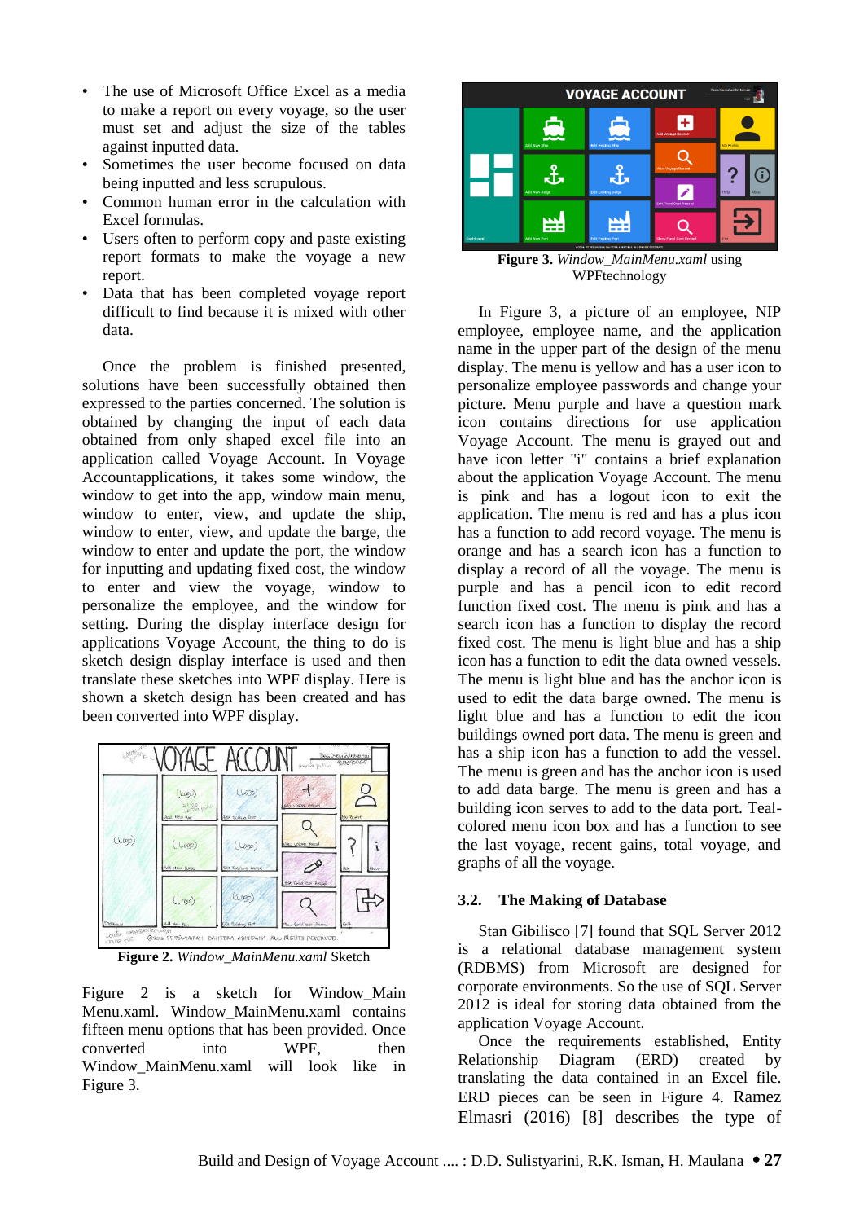- The use of Microsoft Office Excel as a media to make a report on every voyage, so the user must set and adjust the size of the tables against inputted data.
- Sometimes the user become focused on data being inputted and less scrupulous.
- Common human error in the calculation with Excel formulas.
- Users often to perform copy and paste existing report formats to make the voyage a new report.
- Data that has been completed voyage report difficult to find because it is mixed with other data.

Once the problem is finished presented, solutions have been successfully obtained then expressed to the parties concerned. The solution is obtained by changing the input of each data obtained from only shaped excel file into an application called Voyage Account. In Voyage Accountapplications, it takes some window, the window to get into the app, window main menu, window to enter, view, and update the ship, window to enter, view, and update the barge, the window to enter and update the port, the window for inputting and updating fixed cost, the window to enter and view the voyage, window to personalize the employee, and the window for setting. During the display interface design for applications Voyage Account, the thing to do is sketch design display interface is used and then translate these sketches into WPF display. Here is shown a sketch design has been created and has been converted into WPF display.

**Figure 2.** *Window_MainMenu.xaml* Sketch

Figure 2 is a sketch for Window_Main Menu.xaml. Window_MainMenu.xaml contains fifteen menu options that has been provided. Once converted into WPF, then Window_MainMenu.xaml will look like in Figure 3.

**Figure 3.** *Window_MainMenu.xaml* using WPFtechnology

In Figure 3, a picture of an employee, NIP employee, employee name, and the application name in the upper part of the design of the menu display. The menu is yellow and has a user icon to personalize employee passwords and change your picture. Menu purple and have a question mark icon contains directions for use application Voyage Account. The menu is grayed out and have icon letter "i" contains a brief explanation about the application Voyage Account. The menu is pink and has a logout icon to exit the application. The menu is red and has a plus icon has a function to add record voyage. The menu is orange and has a search icon has a function to display a record of all the voyage. The menu is purple and has a pencil icon to edit record function fixed cost. The menu is pink and has a search icon has a function to display the record fixed cost. The menu is light blue and has a ship icon has a function to edit the data owned vessels. The menu is light blue and has the anchor icon is used to edit the data barge owned. The menu is light blue and has a function to edit the icon buildings owned port data. The menu is green and has a ship icon has a function to add the vessel. The menu is green and has the anchor icon is used to add data barge. The menu is green and has a building icon serves to add to the data port. Teal-colored menu icon box and has a function to see the last voyage, recent gains, total voyage, and graphs of all the voyage.

### 3.2. The Making of Database

Stan Gibilisco [7] found that SQL Server 2012 is a relational database management system (RDBMS) from Microsoft are designed for corporate environments. So the use of SQL Server 2012 is ideal for storing data obtained from the application Voyage Account.

Once the requirements established, Entity Relationship Diagram (ERD) created by translating the data contained in an Excel file. ERD pieces can be seen in Figure 4. Ramez Elmasri (2016) [8] describes the type of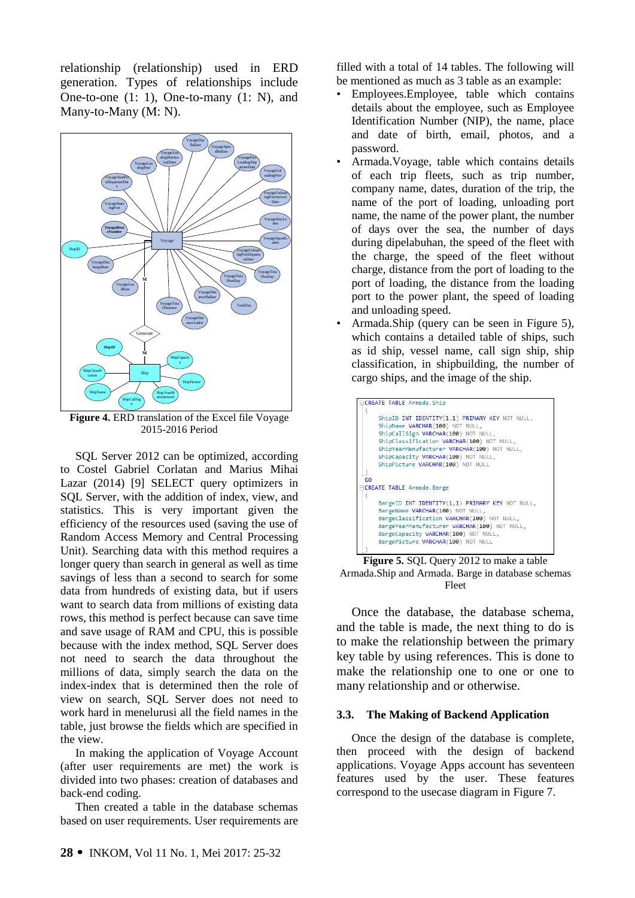relationship (relationship) used in ERD generation. Types of relationships include One-to-one (1: 1), One-to-many (1: N), and Many-to-Many (M: N).

**Figure 4.** ERD translation of the Excel file Voyage 2015-2016 Period

SQL Server 2012 can be optimized, according to Costel Gabriel Corlatan and Marius Mihai Lazar (2014) [9] SELECT query optimizers in SQL Server, with the addition of index, view, and statistics. This is very important given the efficiency of the resources used (saving the use of Random Access Memory and Central Processing Unit). Searching data with this method requires a longer query than search in general as well as time savings of less than a second to search for some data from hundreds of existing data, but if users want to search data from millions of existing data rows, this method is perfect because can save time and save usage of RAM and CPU, this is possible because with the index method, SQL Server does not need to search the data throughout millions of data, simply search the data on the index-index that is determined then the role of view on search, SQL Server does not need to work hard in menelurusi all the field names in the table, just browse the fields which are specified in the view.

In making the application of Voyage Account (after user requirements are met) the work is divided into two phases: creation of databases and back-end coding.

Then created a table in the database schemas based on user requirements. User requirements are filled with a total of 14 tables. The following will be mentioned as much as 3 table as an example:

- Employees.Employee, table which contains details about the employee, such as Employee Identification Number (NIP), the name, place and date of birth, email, photos, and a password.
- Armada.Voyage, table which contains details of each trip fleets, such as trip number, company name, dates, duration of the trip, the name of the port of loading, unloading port name, the name of the power plant, the number of days over the sea, the number of days during dipelabuhan, the speed of the fleet with the charge, the speed of the fleet without charge, distance from the port of loading to the port of loading, the distance from the loading port to the power plant, the speed of loading and unloading speed.
- Armada.Ship (query can be seen in Figure 5), which contains a detailed table of ships, such as id ship, vessel name, call sign ship, ship classification, in shipbuilding, the number of cargo ships, and the image of the ship.

```
CREATE TABLE Armada.Ship
(
    ShipID INT IDENTITY(1,1) PRIMARY KEY NOT NULL,
    ShipName VARCHAR(100) NOT NULL,
    ShipCallSign VARCHAR(100) NOT NULL,
    ShipClassification VARCHAR(100) NOT NULL,
    ShipYearManufacturer VARCHAR(100) NOT NULL,
    ShipCapacity VARCHAR(100) NOT NULL,
    ShipPicture VARCHAR(100) NOT NULL
)
GO
CREATE TABLE Armada.Barge
(
    BargeID INT IDENTITY(1,1) PRIMARY KEY NOT NULL,
    BargeName VARCHAR(100) NOT NULL,
    BargeClassification VARCHAR(100) NOT NULL,
    BargeYearManufacturer VARCHAR(100) NOT NULL,
    BargeCapacity VARCHAR(100) NOT NULL,
    BargePicture VARCHAR(100) NOT NULL
)
```

**Figure 5.** SQL Query 2012 to make a table Armada.Ship and Armada. Barge in database schemas Fleet

Once the database, the database schema, and the table is made, the next thing to do is to make the relationship between the primary key table by using references. This is done to make the relationship one to one or one to many relationship and or otherwise.

### 3.3. The Making of Backend Application

Once the design of the database is complete, then proceed with the design of backend applications. Voyage Apps account has seventeen features used by the user. These features correspond to the usecase diagram in Figure 7.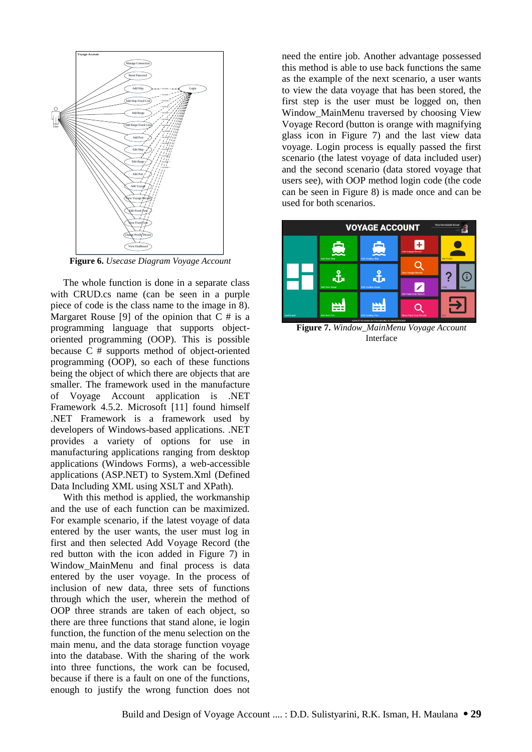**Figure 6.** *Usecase Diagram Voyage Account*

The whole function is done in a separate class with CRUD.cs name (can be seen in a purple piece of code is the class name to the image in 8). Margaret Rouse [9] of the opinion that C # is a programming language that supports object-oriented programming (OOP). This is possible because C # supports method of object-oriented programming (OOP), so each of these functions being the object of which there are objects that are smaller. The framework used in the manufacture of Voyage Account application is .NET Framework 4.5.2. Microsoft [11] found himself .NET Framework is a framework used by developers of Windows-based applications. .NET provides a variety of options for use in manufacturing applications ranging from desktop applications (Windows Forms), a web-accessible applications (ASP.NET) to System.Xml (Defined Data Including XML using XSLT and XPath).

With this method is applied, the workmanship and the use of each function can be maximized. For example scenario, if the latest voyage of data entered by the user wants, the user must log in first and then selected Add Voyage Record (the red button with the icon added in Figure 7) in Window_MainMenu and final process is data entered by the user voyage. In the process of inclusion of new data, three sets of functions through which the user, wherein the method of OOP three strands are taken of each object, so there are three functions that stand alone, ie login function, the function of the menu selection on the main menu, and the data storage function voyage into the database. With the sharing of the work into three functions, the work can be focused, because if there is a fault on one of the functions, enough to justify the wrong function does not need the entire job. Another advantage possessed this method is able to use back functions the same as the example of the next scenario, a user wants to view the data voyage that has been stored, the first step is the user must be logged on, then Window_MainMenu traversed by choosing View Voyage Record (button is orange with magnifying glass icon in Figure 7) and the last view data voyage. Login process is equally passed the first scenario (the latest voyage of data included user) and the second scenario (data stored voyage that users see), with OOP method login code (the code can be seen in Figure 8) is made once and can be used for both scenarios.

**Figure 7.** *Window_MainMenu Voyage Account* Interface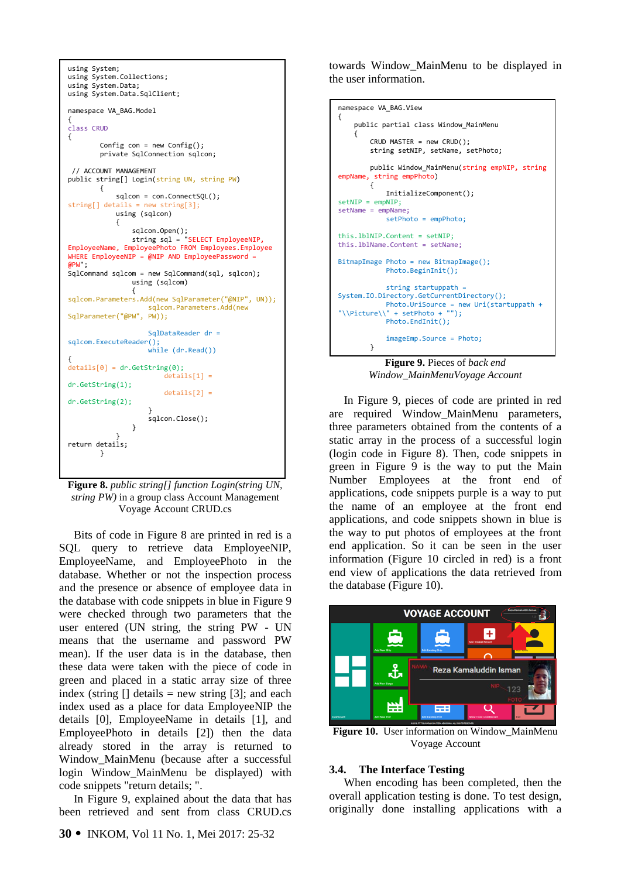```
using System;
using System.Collections;
using System.Data;
using System.Data.SqlClient;

namespace VA_BAG.Model
{
class CRUD
{
        Config con = new Config();
        private SqlConnection sqlcon;

 // ACCOUNT MANAGEMENT
public string[] Login(string UN, string PW)
        {
            sqlcon = con.ConnectSQL();
string[] details = new string[3];
            using (sqlcon)
            {
                sqlcon.Open();
                string sql = "SELECT EmployeeNIP,
EmployeeName, EmployeePhoto FROM Employees.Employee
WHERE EmployeeNIP = @NIP AND EmployeePassword =
@PW";
SqlCommand sqlcom = new SqlCommand(sql, sqlcon);
                using (sqlcom)
                {
sqlcom.Parameters.Add(new SqlParameter("@NIP", UN));
                    sqlcom.Parameters.Add(new
SqlParameter("@PW", PW));

                    SqlDataReader dr =
sqlcom.ExecuteReader();
                    while (dr.Read())
{
details[0] = dr.GetString(0);
                        details[1] =
dr.GetString(1);
                        details[2] =
dr.GetString(2);
                    }
                    sqlcon.Close();
                }
            }
return details;
        }
```

**Figure 8.** *public string[] function Login(string UN, string PW)* in a group class Account Management Voyage Account CRUD.cs

Bits of code in Figure 8 are printed in red is a SQL query to retrieve data EmployeeNIP, EmployeeName, and EmployeePhoto in the database. Whether or not the inspection process and the presence or absence of employee data in the database with code snippets in blue in Figure 9 were checked through two parameters that the user entered (UN string, the string PW - UN means that the username and password PW mean). If the user data is in the database, then these data were taken with the piece of code in green and placed in a static array size of three index (string [] details = new string [3]; and each index used as a place for data EmployeeNIP the details [0], EmployeeName in details [1], and EmployeePhoto in details [2]) then the data already stored in the array is returned to Window_MainMenu (because after a successful login Window_MainMenu be displayed) with code snippets "return details; ".

In Figure 9, explained about the data that has been retrieved and sent from class CRUD.cs towards Window_MainMenu to be displayed in the user information.

```
namespace VA_BAG.View
{
    public partial class Window_MainMenu
    {
        CRUD MASTER = new CRUD();
        string setNIP, setName, setPhoto;

        public Window_MainMenu(string empNIP, string
empName, string empPhoto)
        {
            InitializeComponent();
setNIP = empNIP;
setName = empName;
            setPhoto = empPhoto;

this.lblNIP.Content = setNIP;
this.lblName.Content = setName;

BitmapImage Photo = new BitmapImage();
            Photo.BeginInit();

            string startuppath =
System.IO.Directory.GetCurrentDirectory();
            Photo.UriSource = new Uri(startuppath +
"\\Picture\\" + setPhoto + "");
            Photo.EndInit();

            imageEmp.Source = Photo;
        }
```

**Figure 9.** Pieces of *back end Window_MainMenuVoyage Account*

In Figure 9, pieces of code are printed in red are required Window_MainMenu parameters, three parameters obtained from the contents of a static array in the process of a successful login (login code in Figure 8). Then, code snippets in green in Figure 9 is the way to put the Main Number Employees at the front end of applications, code snippets purple is a way to put the name of an employee at the front end applications, and code snippets shown in blue is the way to put photos of employees at the front end application. So it can be seen in the user information (Figure 10 circled in red) is a front end view of applications the data retrieved from the database (Figure 10).

**Figure 10.** User information on Window_MainMenu Voyage Account

### 3.4. The Interface Testing

When encoding has been completed, then the overall application testing is done. To test design, originally done installing applications with a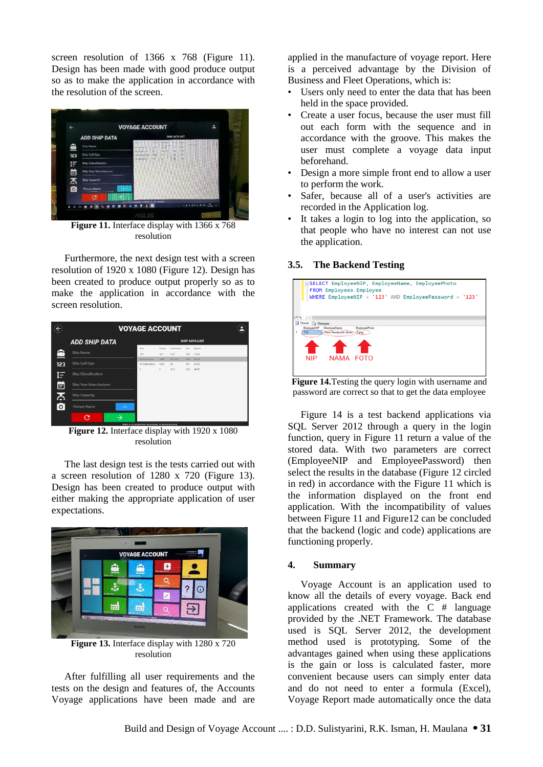screen resolution of 1366 x 768 (Figure 11). Design has been made with good produce output so as to make the application in accordance with the resolution of the screen.

**Figure 11.** Interface display with 1366 x 768 resolution

Furthermore, the next design test with a screen resolution of 1920 x 1080 (Figure 12). Design has been created to produce output properly so as to make the application in accordance with the screen resolution.

**Figure 12.** Interface display with 1920 x 1080 resolution

The last design test is the tests carried out with a screen resolution of 1280 x 720 (Figure 13). Design has been created to produce output with either making the appropriate application of user expectations.

**Figure 13.** Interface display with 1280 x 720 resolution

After fulfilling all user requirements and the tests on the design and features of, the Accounts Voyage applications have been made and are applied in the manufacture of voyage report. Here is a perceived advantage by the Division of Business and Fleet Operations, which is:

- Users only need to enter the data that has been held in the space provided.
- Create a user focus, because the user must fill out each form with the sequence and in accordance with the groove. This makes the user must complete a voyage data input beforehand.
- Design a more simple front end to allow a user to perform the work.
- Safer, because all of a user's activities are recorded in the Application log.
- It takes a login to log into the application, so that people who have no interest can not use the application.

## 3.5. The Backend Testing

```
SELECT EmployeeNIP, EmployeeName, EmployeePhoto
FROM Employees.Employee
WHERE EmployeeNIP = '123' AND EmployeePassword = '123'
```

**Figure 14.** Testing the query login with username and password are correct so that to get the data employee

Figure 14 is a test backend applications via SQL Server 2012 through a query in the login function, query in Figure 11 return a value of the stored data. With two parameters are correct (EmployeeNIP and EmployeePassword) then select the results in the database (Figure 12 circled in red) in accordance with the Figure 11 which is the information displayed on the front end application. With the incompatibility of values between Figure 11 and Figure12 can be concluded that the backend (logic and code) applications are functioning properly.

## 4. Summary

Voyage Account is an application used to know all the details of every voyage. Back end applications created with the C # language provided by the .NET Framework. The database used is SQL Server 2012, the development method used is prototyping. Some of the advantages gained when using these applications is the gain or loss is calculated faster, more convenient because users can simply enter data and do not need to enter a formula (Excel), Voyage Report made automatically once the data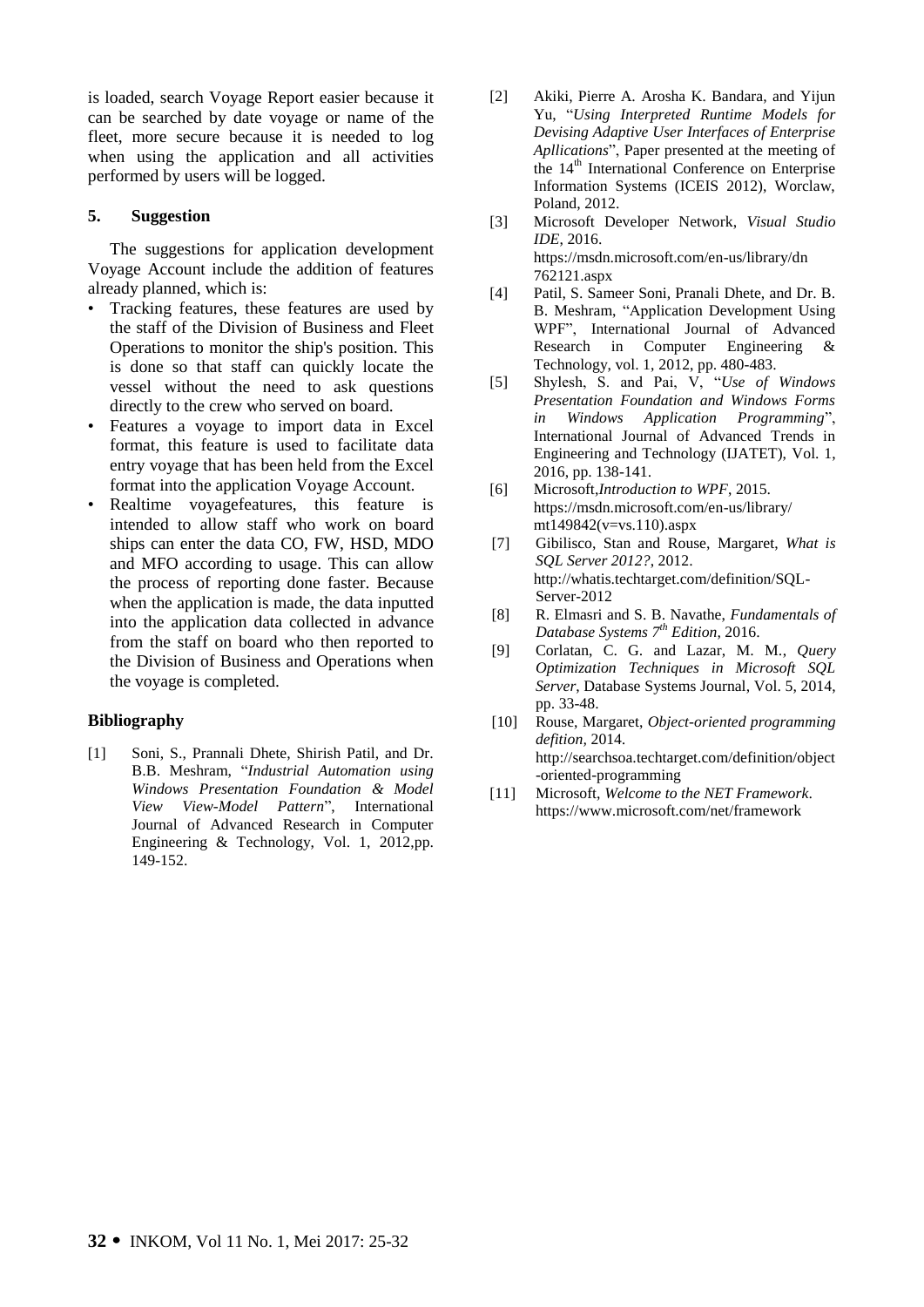is loaded, search Voyage Report easier because it can be searched by date voyage or name of the fleet, more secure because it is needed to log when using the application and all activities performed by users will be logged.

## 5. Suggestion

The suggestions for application development Voyage Account include the addition of features already planned, which is:

- Tracking features, these features are used by the staff of the Division of Business and Fleet Operations to monitor the ship's position. This is done so that staff can quickly locate the vessel without the need to ask questions directly to the crew who served on board.
- Features a voyage to import data in Excel format, this feature is used to facilitate data entry voyage that has been held from the Excel format into the application Voyage Account.
- Realtime voyagefeatures, this feature is intended to allow staff who work on board ships can enter the data CO, FW, HSD, MDO and MFO according to usage. This can allow the process of reporting done faster. Because when the application is made, the data inputted into the application data collected in advance from the staff on board who then reported to the Division of Business and Operations when the voyage is completed.

## Bibliography

[1] Soni, S., Prannali Dhete, Shirish Patil, and Dr. B.B. Meshram, "*Industrial Automation using Windows Presentation Foundation & Model View View-Model Pattern*", International Journal of Advanced Research in Computer Engineering & Technology, Vol. 1, 2012,pp. 149-152.

[2] Akiki, Pierre A. Arosha K. Bandara, and Yijun Yu, "*Using Interpreted Runtime Models for Devising Adaptive User Interfaces of Enterprise Apllications*", Paper presented at the meeting of the 14th International Conference on Enterprise Information Systems (ICEIS 2012), Worclaw, Poland, 2012.

[3] Microsoft Developer Network, *Visual Studio IDE*, 2016. https://msdn.microsoft.com/en-us/library/dn762121.aspx

[4] Patil, S. Sameer Soni, Pranali Dhete, and Dr. B. B. Meshram, "Application Development Using WPF", International Journal of Advanced Research in Computer Engineering & Technology, vol. 1, 2012, pp. 480-483.

[5] Shylesh, S. and Pai, V, "*Use of Windows Presentation Foundation and Windows Forms in Windows Application Programming*", International Journal of Advanced Trends in Engineering and Technology (IJATET), Vol. 1, 2016, pp. 138-141.

[6] Microsoft,*Introduction to WPF*, 2015. https://msdn.microsoft.com/en-us/library/mt149842(v=vs.110).aspx

[7] Gibilisco, Stan and Rouse, Margaret, *What is SQL Server 2012?*, 2012. http://whatis.techtarget.com/definition/SQL-Server-2012

[8] R. Elmasri and S. B. Navathe, *Fundamentals of Database Systems 7th Edition*, 2016.

[9] Corlatan, C. G. and Lazar, M. M., *Query Optimization Techniques in Microsoft SQL Server*, Database Systems Journal, Vol. 5, 2014, pp. 33-48.

[10] Rouse, Margaret, *Object-oriented programming defition*, 2014. http://searchsoa.techtarget.com/definition/object-oriented-programming

[11] Microsoft, *Welcome to the NET Framework*. https://www.microsoft.com/net/framework